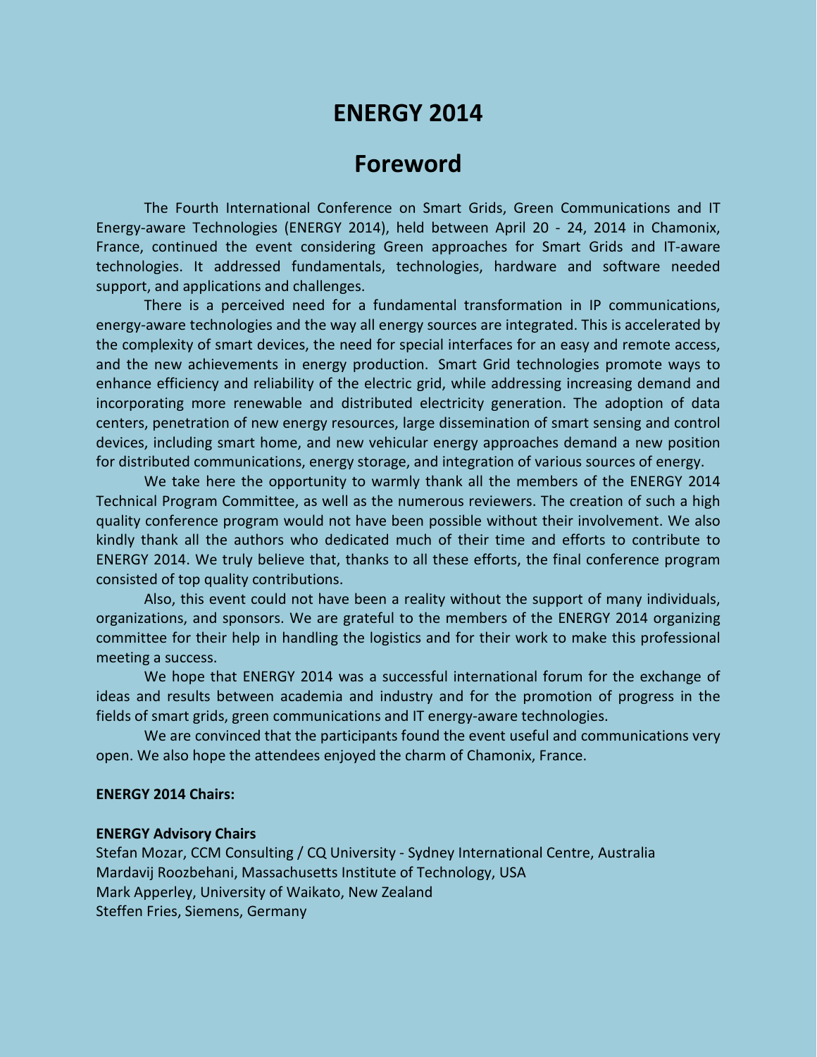# ENERGY 2014

## Foreword

The Fourth International Conference on Smart Grids, Green Communications and IT Energy-aware Technologies (ENERGY 2014), held between April 20 - 24, 2014 in Chamonix, France, continued the event considering Green approaches for Smart Grids and IT-aware technologies. It addressed fundamentals, technologies, hardware and software needed support, and applications and challenges.

There is a perceived need for a fundamental transformation in IP communications, energy-aware technologies and the way all energy sources are integrated. This is accelerated by the complexity of smart devices, the need for special interfaces for an easy and remote access, and the new achievements in energy production. Smart Grid technologies promote ways to enhance efficiency and reliability of the electric grid, while addressing increasing demand and incorporating more renewable and distributed electricity generation. The adoption of data centers, penetration of new energy resources, large dissemination of smart sensing and control devices, including smart home, and new vehicular energy approaches demand a new position for distributed communications, energy storage, and integration of various sources of energy.

We take here the opportunity to warmly thank all the members of the ENERGY 2014 Technical Program Committee, as well as the numerous reviewers. The creation of such a high quality conference program would not have been possible without their involvement. We also kindly thank all the authors who dedicated much of their time and efforts to contribute to ENERGY 2014. We truly believe that, thanks to all these efforts, the final conference program consisted of top quality contributions.

Also, this event could not have been a reality without the support of many individuals, organizations, and sponsors. We are grateful to the members of the ENERGY 2014 organizing committee for their help in handling the logistics and for their work to make this professional meeting a success.

We hope that ENERGY 2014 was a successful international forum for the exchange of ideas and results between academia and industry and for the promotion of progress in the fields of smart grids, green communications and IT energy-aware technologies.

We are convinced that the participants found the event useful and communications very open. We also hope the attendees enjoyed the charm of Chamonix, France.

**ENERGY 2014 Chairs:**

**ENERGY Advisory Chairs**

Stefan Mozar, CCM Consulting / CQ University - Sydney International Centre, Australia
Mardavij Roozbehani, Massachusetts Institute of Technology, USA
Mark Apperley, University of Waikato, New Zealand
Steffen Fries, Siemens, Germany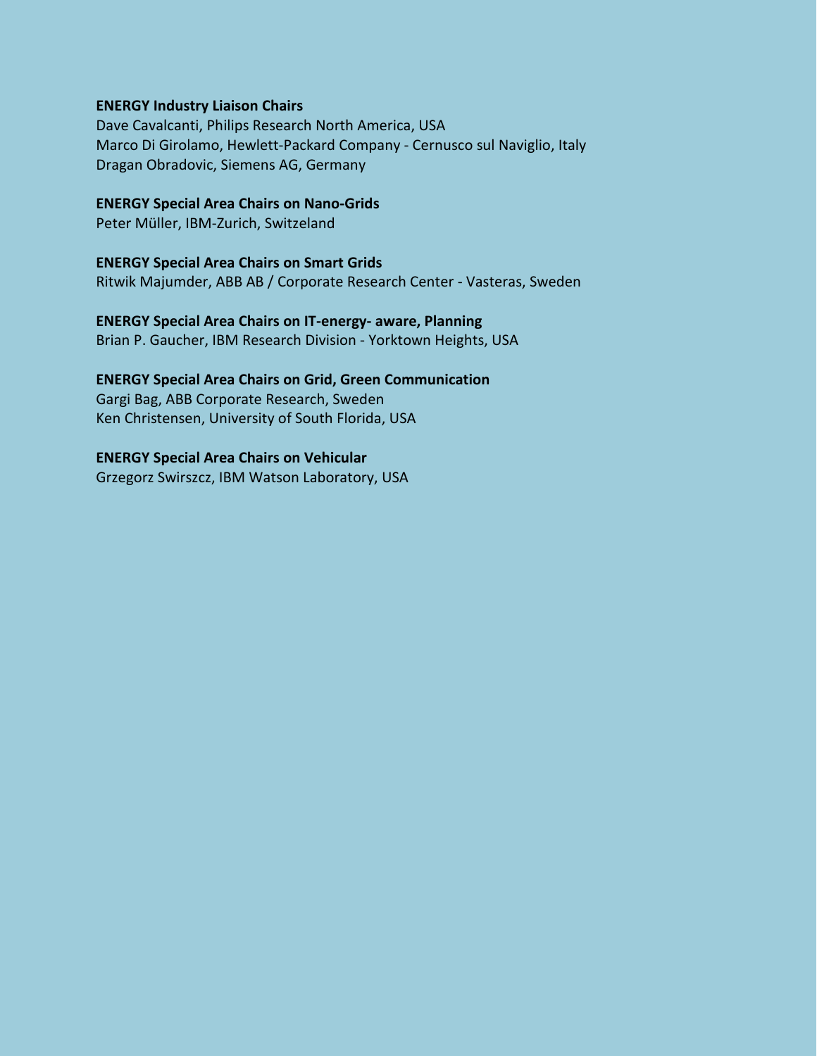**ENERGY Industry Liaison Chairs**
Dave Cavalcanti, Philips Research North America, USA
Marco Di Girolamo, Hewlett-Packard Company - Cernusco sul Naviglio, Italy
Dragan Obradovic, Siemens AG, Germany

**ENERGY Special Area Chairs on Nano-Grids**
Peter Müller, IBM-Zurich, Switzeland

**ENERGY Special Area Chairs on Smart Grids**
Ritwik Majumder, ABB AB / Corporate Research Center - Vasteras, Sweden

**ENERGY Special Area Chairs on IT-energy- aware, Planning**
Brian P. Gaucher, IBM Research Division - Yorktown Heights, USA

**ENERGY Special Area Chairs on Grid, Green Communication**
Gargi Bag, ABB Corporate Research, Sweden
Ken Christensen, University of South Florida, USA

**ENERGY Special Area Chairs on Vehicular**
Grzegorz Swirszcz, IBM Watson Laboratory, USA